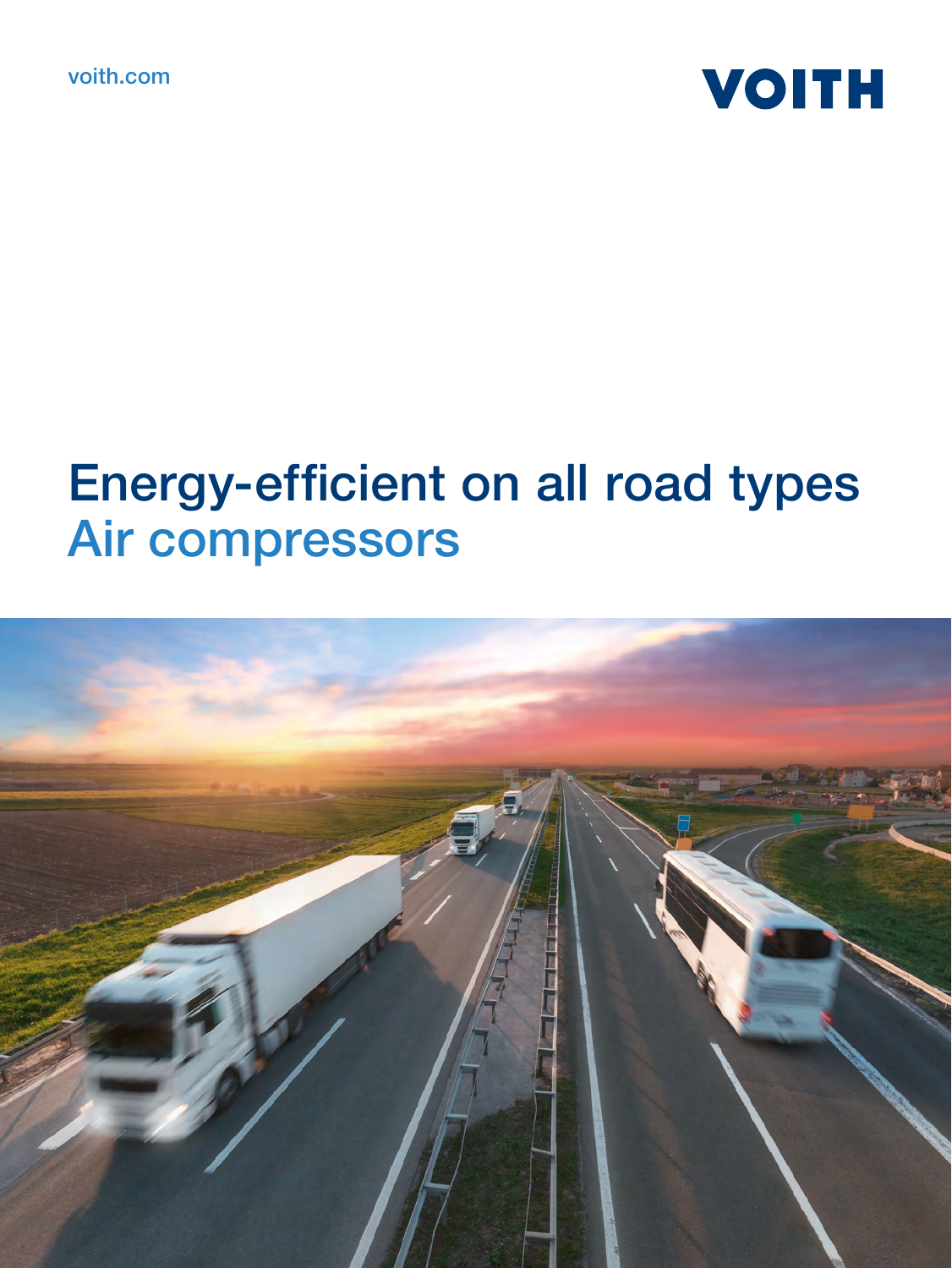voith.com

VOITH

# Energy-efficient on all road types
## Air compressors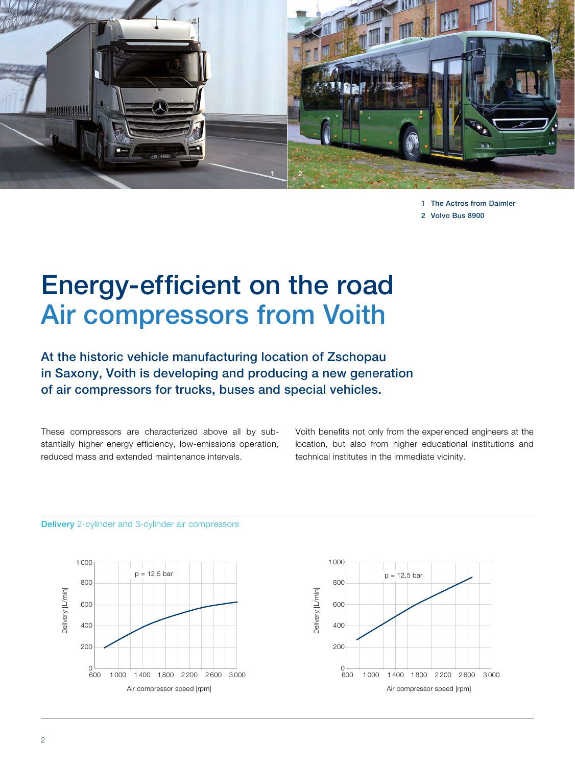1 The Actros from Daimler
2 Volvo Bus 8900

# Energy-efficient on the road
## Air compressors from Voith

**At the historic vehicle manufacturing location of Zschopau in Saxony, Voith is developing and producing a new generation of air compressors for trucks, buses and special vehicles.**

These compressors are characterized above all by substantially higher energy efficiency, low-emissions operation, reduced mass and extended maintenance intervals.

Voith benefits not only from the experienced engineers at the location, but also from higher educational institutions and technical institutes in the immediate vicinity.

**Delivery** 2-cylinder and 3-cylinder air compressors

p = 12,5 bar

Delivery [L/min]

Air compressor speed [rpm]

p = 12,5 bar

Delivery [L/min]

Air compressor speed [rpm]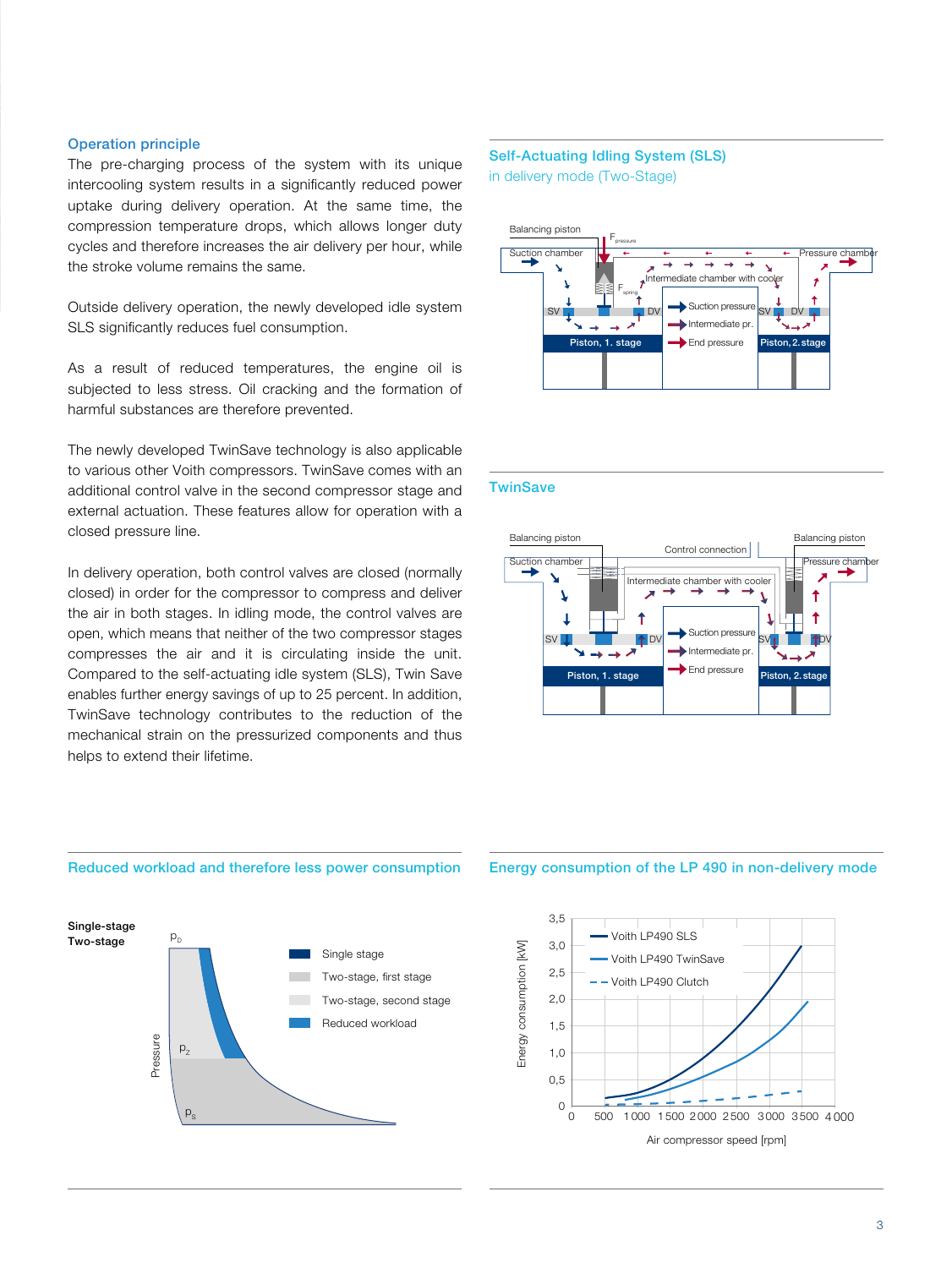## Operation principle

The pre-charging process of the system with its unique intercooling system results in a significantly reduced power uptake during delivery operation. At the same time, the compression temperature drops, which allows longer duty cycles and therefore increases the air delivery per hour, while the stroke volume remains the same.

Outside delivery operation, the newly developed idle system SLS significantly reduces fuel consumption.

As a result of reduced temperatures, the engine oil is subjected to less stress. Oil cracking and the formation of harmful substances are therefore prevented.

The newly developed TwinSave technology is also applicable to various other Voith compressors. TwinSave comes with an additional control valve in the second compressor stage and external actuation. These features allow for operation with a closed pressure line.

In delivery operation, both control valves are closed (normally closed) in order for the compressor to compress and deliver the air in both stages. In idling mode, the control valves are open, which means that neither of the two compressor stages compresses the air and it is circulating inside the unit. Compared to the self-actuating idle system (SLS), Twin Save enables further energy savings of up to 25 percent. In addition, TwinSave technology contributes to the reduction of the mechanical strain on the pressurized components and thus helps to extend their lifetime.

## Self-Actuating Idling System (SLS)

in delivery mode (Two-Stage)

Balancing piston, $F_{pressure}$, Suction chamber, Pressure chamber, Intermediate chamber with cooler, $F_{spring}$, SV, DV, Suction pressure, Intermediate pr., End pressure, Piston, 1. stage, Piston, 2. stage

## TwinSave

Balancing piston, Control connection, Balancing piston, Suction chamber, Pressure chamber, Intermediate chamber with cooler, SV, DV, Suction pressure, Intermediate pr., End pressure, Piston, 1. stage, Piston, 2. stage

## Reduced workload and therefore less power consumption

**Single-stage**
**Two-stage**

Pressure; $p_D$, $p_Z$, $p_S$

- Single stage
- Two-stage, first stage
- Two-stage, second stage
- Reduced workload

## Energy consumption of the LP 490 in non-delivery mode

Energy consumption [kW] (0 – 3,5) vs. Air compressor speed [rpm] (0 – 4 000)

- Voith LP490 SLS
- Voith LP490 TwinSave
- Voith LP490 Clutch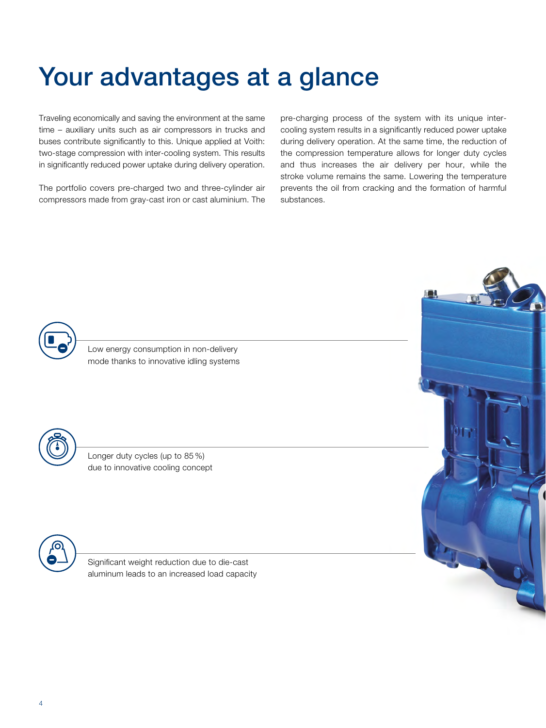# Your advantages at a glance

Traveling economically and saving the environment at the same time – auxiliary units such as air compressors in trucks and buses contribute significantly to this. Unique applied at Voith: two-stage compression with inter-cooling system. This results in significantly reduced power uptake during delivery operation.

The portfolio covers pre-charged two and three-cylinder air compressors made from gray-cast iron or cast aluminium. The pre-charging process of the system with its unique inter-cooling system results in a significantly reduced power uptake during delivery operation. At the same time, the reduction of the compression temperature allows for longer duty cycles and thus increases the air delivery per hour, while the stroke volume remains the same. Lowering the temperature prevents the oil from cracking and the formation of harmful substances.

Low energy consumption in non-delivery mode thanks to innovative idling systems

Longer duty cycles (up to 85 %) due to innovative cooling concept

Significant weight reduction due to die-cast aluminum leads to an increased load capacity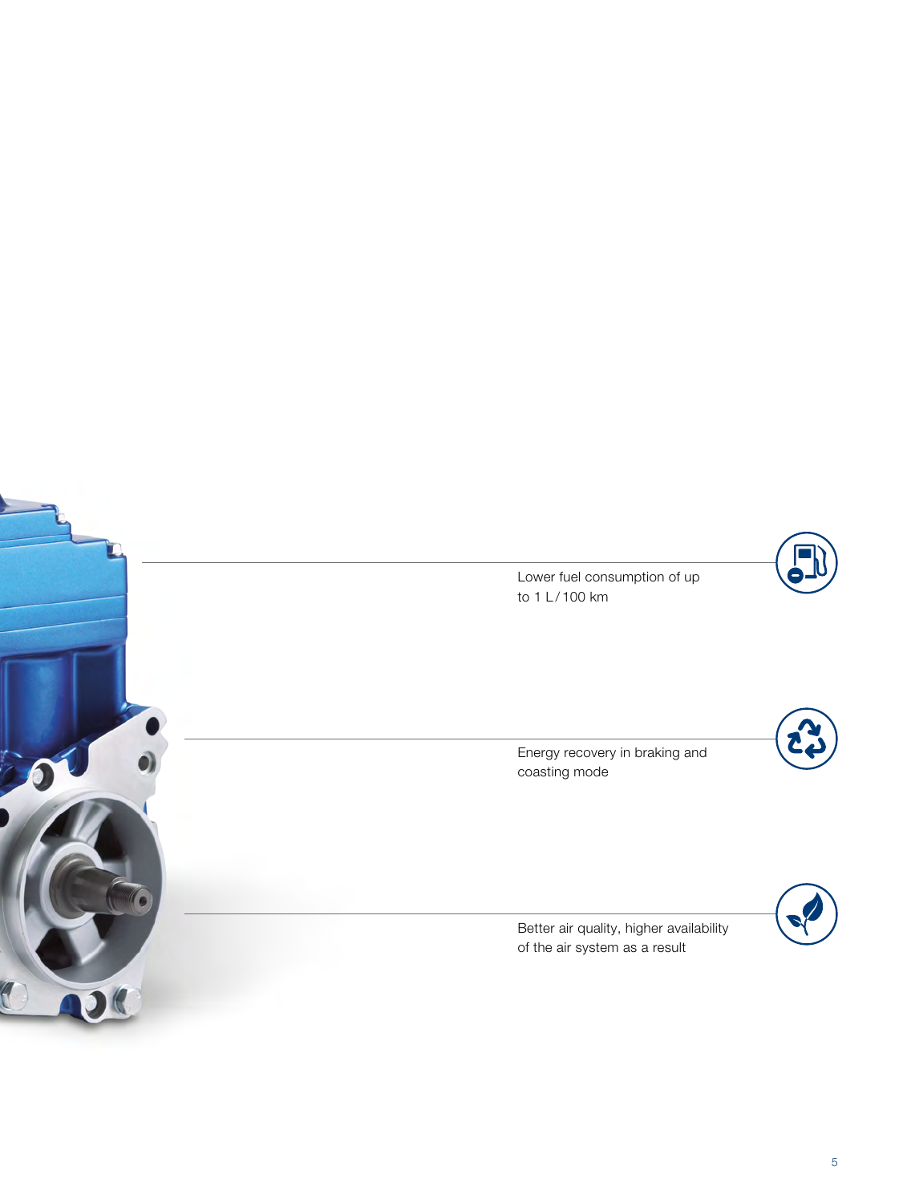Lower fuel consumption of up to 1 L / 100 km

Energy recovery in braking and coasting mode

Better air quality, higher availability of the air system as a result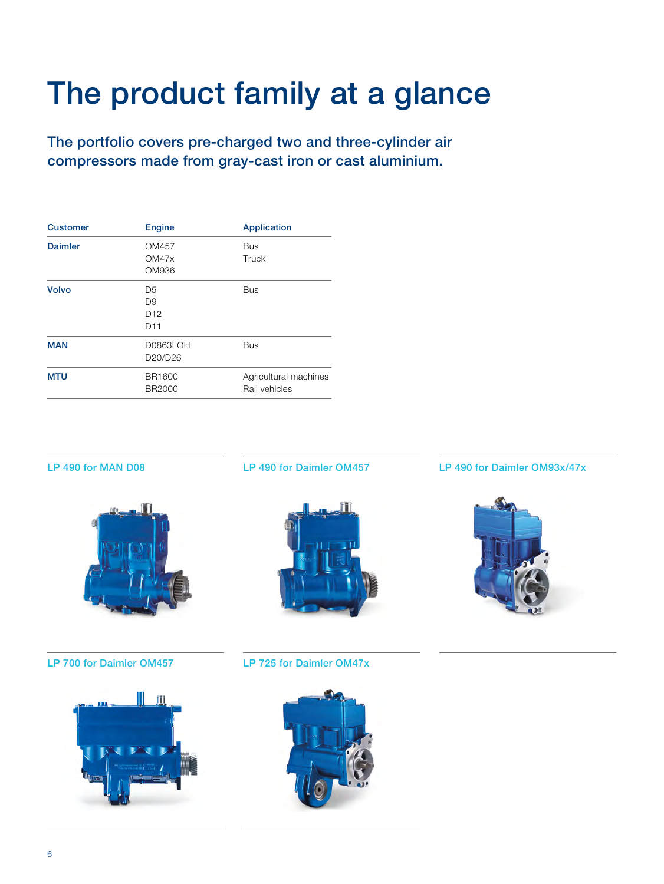# The product family at a glance

## The portfolio covers pre-charged two and three-cylinder air compressors made from gray-cast iron or cast aluminium.

| Customer | Engine | Application |
|---|---|---|
| **Daimler** | OM457<br>OM47x<br>OM936 | Bus<br>Truck |
| **Volvo** | D5<br>D9<br>D12<br>D11 | Bus |
| **MAN** | D0863LOH<br>D20/D26 | Bus |
| **MTU** | BR1600<br>BR2000 | Agricultural machines<br>Rail vehicles |

LP 490 for MAN D08

LP 490 for Daimler OM457

LP 490 for Daimler OM93x/47x

LP 700 for Daimler OM457

LP 725 for Daimler OM47x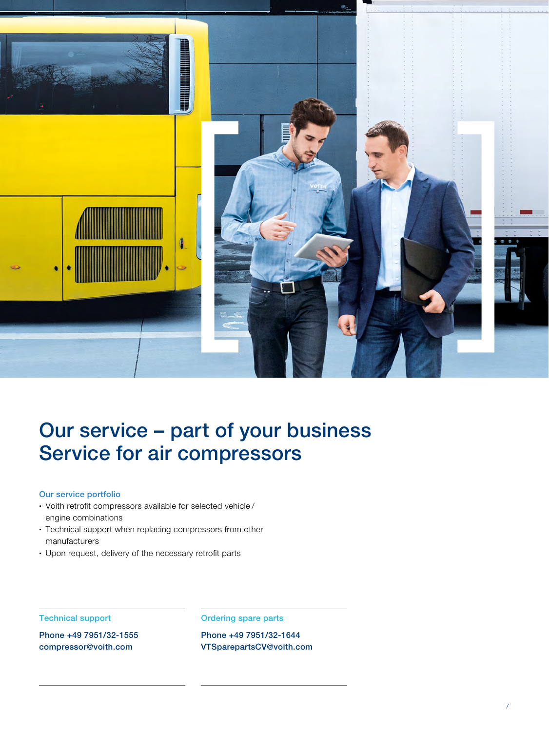# Our service – part of your business
# Service for air compressors

### Our service portfolio

- Voith retrofit compressors available for selected vehicle / engine combinations
- Technical support when replacing compressors from other manufacturers
- Upon request, delivery of the necessary retrofit parts

### Technical support

**Phone +49 7951/32-1555**
**compressor@voith.com**

### Ordering spare parts

**Phone +49 7951/32-1644**
**VTSparepartsCV@voith.com**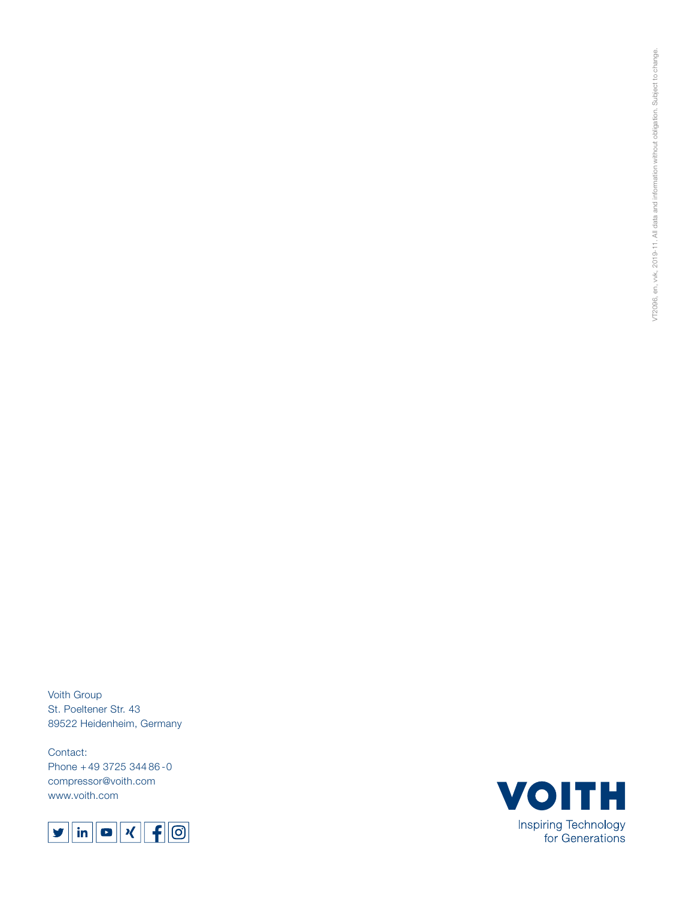VT2096, en, vvk, 2019-11. All data and information without obligation. Subject to change.

Voith Group
St. Poeltener Str. 43
89522 Heidenheim, Germany

Contact:
Phone +49 3725 344 86 - 0
compressor@voith.com
www.voith.com

VOITH

Inspiring Technology
for Generations